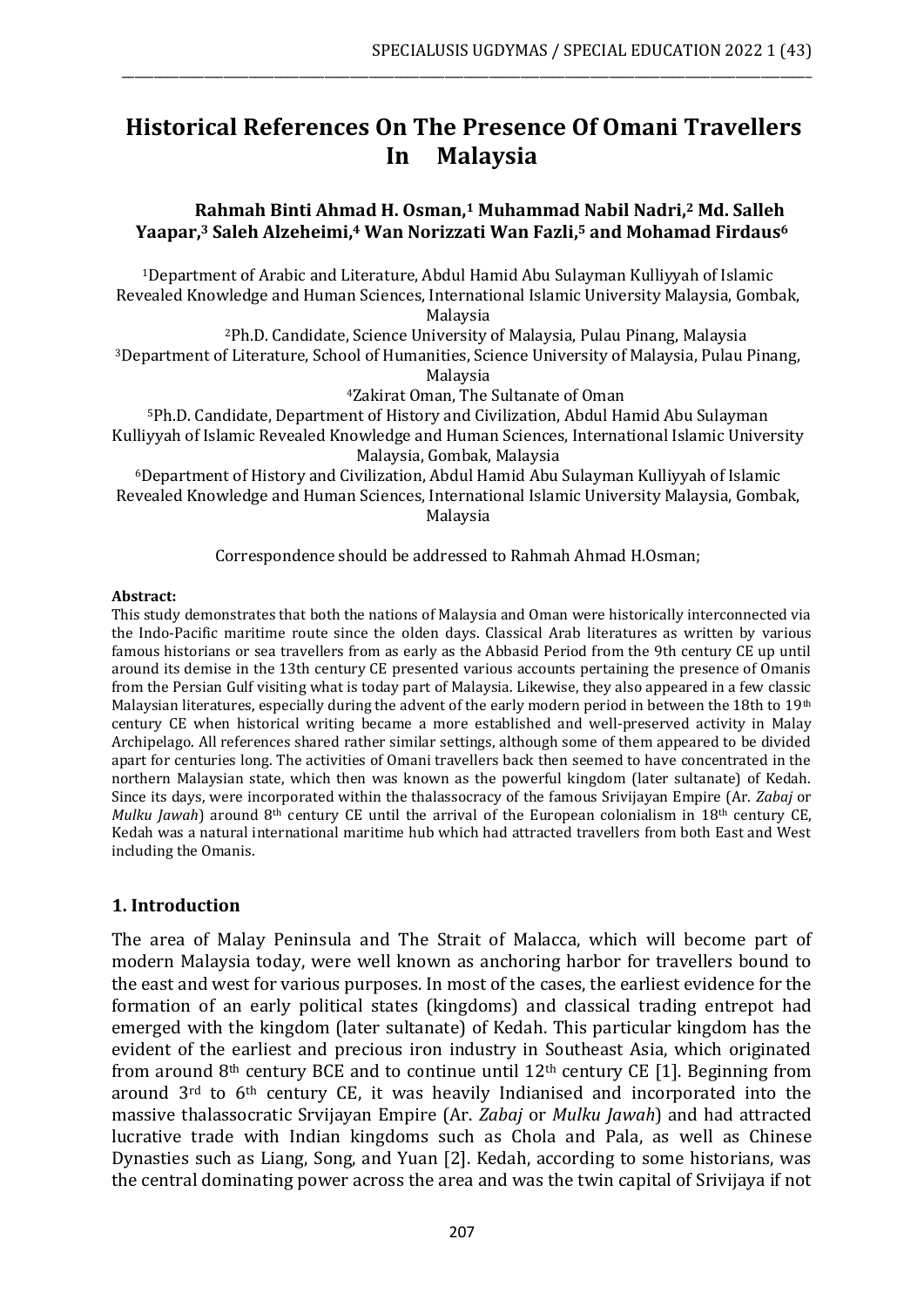# Historical References On The Presence Of Omani Travellers In Malaysia

**Rahmah Binti Ahmad H. Osman,[1] Muhammad Nabil Nadri,[2] Md. Salleh Yaapar,[3] Saleh Alzeheimi,[4] Wan Norizzati Wan Fazli,[5] and Mohamad Firdaus[6]**

[1]Department of Arabic and Literature, Abdul Hamid Abu Sulayman Kulliyyah of Islamic Revealed Knowledge and Human Sciences, International Islamic University Malaysia, Gombak, Malaysia

[2]Ph.D. Candidate, Science University of Malaysia, Pulau Pinang, Malaysia

[3]Department of Literature, School of Humanities, Science University of Malaysia, Pulau Pinang, Malaysia

[4]Zakirat Oman, The Sultanate of Oman

[5]Ph.D. Candidate, Department of History and Civilization, Abdul Hamid Abu Sulayman Kulliyyah of Islamic Revealed Knowledge and Human Sciences, International Islamic University Malaysia, Gombak, Malaysia

[6]Department of History and Civilization, Abdul Hamid Abu Sulayman Kulliyyah of Islamic Revealed Knowledge and Human Sciences, International Islamic University Malaysia, Gombak, Malaysia

Correspondence should be addressed to Rahmah Ahmad H.Osman;

**Abstract:**

This study demonstrates that both the nations of Malaysia and Oman were historically interconnected via the Indo-Pacific maritime route since the olden days. Classical Arab literatures as written by various famous historians or sea travellers from as early as the Abbasid Period from the 9th century CE up until around its demise in the 13th century CE presented various accounts pertaining the presence of Omanis from the Persian Gulf visiting what is today part of Malaysia. Likewise, they also appeared in a few classic Malaysian literatures, especially during the advent of the early modern period in between the 18th to 19th century CE when historical writing became a more established and well-preserved activity in Malay Archipelago. All references shared rather similar settings, although some of them appeared to be divided apart for centuries long. The activities of Omani travellers back then seemed to have concentrated in the northern Malaysian state, which then was known as the powerful kingdom (later sultanate) of Kedah. Since its days, were incorporated within the thalassocracy of the famous Srivijayan Empire (Ar. *Zabaj* or *Mulku Jawah*) around 8th century CE until the arrival of the European colonialism in 18th century CE, Kedah was a natural international maritime hub which had attracted travellers from both East and West including the Omanis.

## 1. Introduction

The area of Malay Peninsula and The Strait of Malacca, which will become part of modern Malaysia today, were well known as anchoring harbor for travellers bound to the east and west for various purposes. In most of the cases, the earliest evidence for the formation of an early political states (kingdoms) and classical trading entrepot had emerged with the kingdom (later sultanate) of Kedah. This particular kingdom has the evident of the earliest and precious iron industry in Southeast Asia, which originated from around 8th century BCE and to continue until 12th century CE [1]. Beginning from around 3rd to 6th century CE, it was heavily Indianised and incorporated into the massive thalassocratic Srvijayan Empire (Ar. *Zabaj* or *Mulku Jawah*) and had attracted lucrative trade with Indian kingdoms such as Chola and Pala, as well as Chinese Dynasties such as Liang, Song, and Yuan [2]. Kedah, according to some historians, was the central dominating power across the area and was the twin capital of Srivijaya if not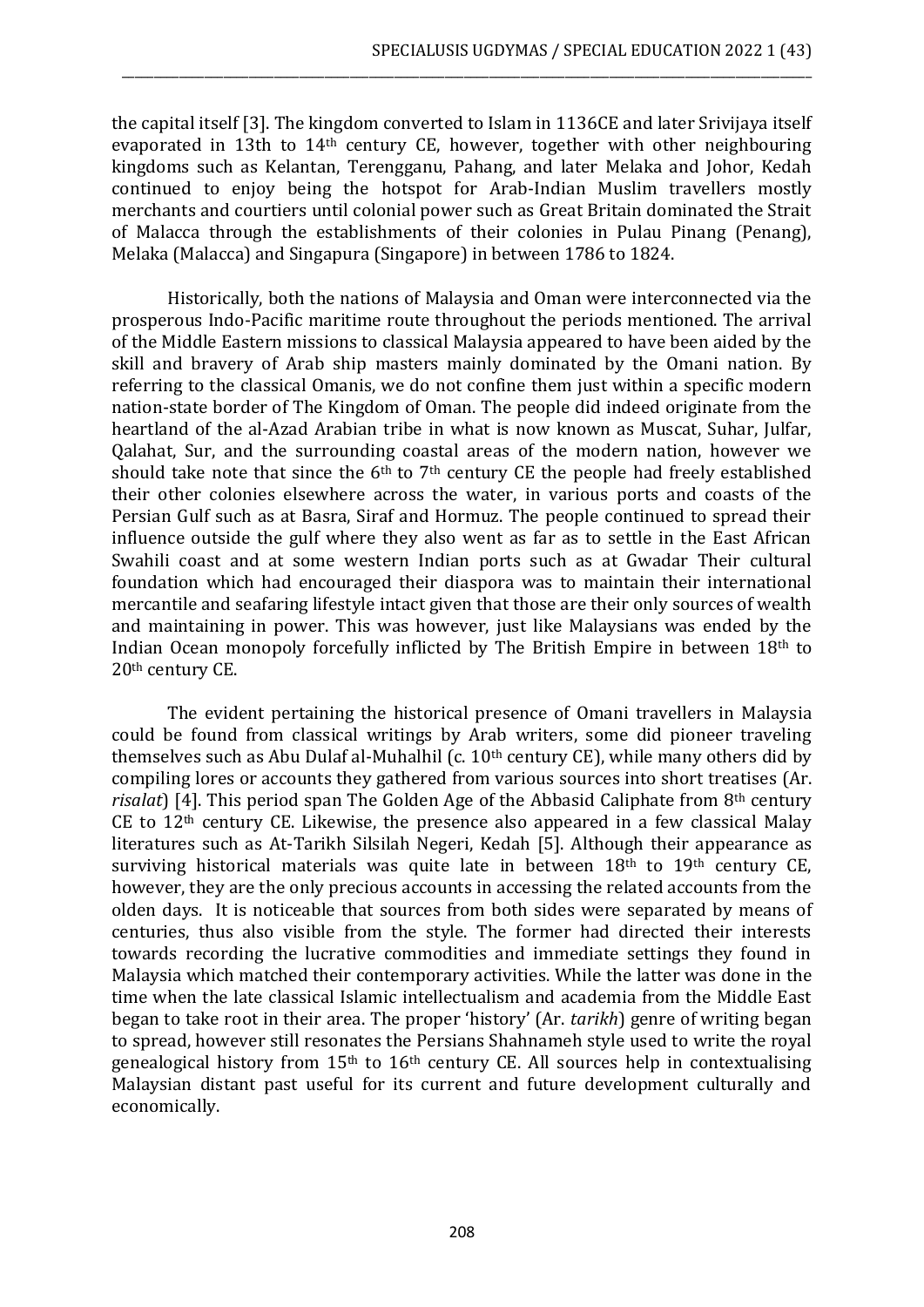the capital itself [3]. The kingdom converted to Islam in 1136CE and later Srivijaya itself evaporated in 13th to 14th century CE, however, together with other neighbouring kingdoms such as Kelantan, Terengganu, Pahang, and later Melaka and Johor, Kedah continued to enjoy being the hotspot for Arab-Indian Muslim travellers mostly merchants and courtiers until colonial power such as Great Britain dominated the Strait of Malacca through the establishments of their colonies in Pulau Pinang (Penang), Melaka (Malacca) and Singapura (Singapore) in between 1786 to 1824.

Historically, both the nations of Malaysia and Oman were interconnected via the prosperous Indo-Pacific maritime route throughout the periods mentioned. The arrival of the Middle Eastern missions to classical Malaysia appeared to have been aided by the skill and bravery of Arab ship masters mainly dominated by the Omani nation. By referring to the classical Omanis, we do not confine them just within a specific modern nation-state border of The Kingdom of Oman. The people did indeed originate from the heartland of the al-Azad Arabian tribe in what is now known as Muscat, Suhar, Julfar, Qalahat, Sur, and the surrounding coastal areas of the modern nation, however we should take note that since the 6th to 7th century CE the people had freely established their other colonies elsewhere across the water, in various ports and coasts of the Persian Gulf such as at Basra, Siraf and Hormuz. The people continued to spread their influence outside the gulf where they also went as far as to settle in the East African Swahili coast and at some western Indian ports such as at Gwadar Their cultural foundation which had encouraged their diaspora was to maintain their international mercantile and seafaring lifestyle intact given that those are their only sources of wealth and maintaining in power. This was however, just like Malaysians was ended by the Indian Ocean monopoly forcefully inflicted by The British Empire in between 18th to 20th century CE.

The evident pertaining the historical presence of Omani travellers in Malaysia could be found from classical writings by Arab writers, some did pioneer traveling themselves such as Abu Dulaf al-Muhalhil (c. 10th century CE), while many others did by compiling lores or accounts they gathered from various sources into short treatises (Ar. *risalat*) [4]. This period span The Golden Age of the Abbasid Caliphate from 8th century CE to 12th century CE. Likewise, the presence also appeared in a few classical Malay literatures such as At-Tarikh Silsilah Negeri, Kedah [5]. Although their appearance as surviving historical materials was quite late in between 18th to 19th century CE, however, they are the only precious accounts in accessing the related accounts from the olden days. It is noticeable that sources from both sides were separated by means of centuries, thus also visible from the style. The former had directed their interests towards recording the lucrative commodities and immediate settings they found in Malaysia which matched their contemporary activities. While the latter was done in the time when the late classical Islamic intellectualism and academia from the Middle East began to take root in their area. The proper 'history' (Ar. *tarikh*) genre of writing began to spread, however still resonates the Persians Shahnameh style used to write the royal genealogical history from 15th to 16th century CE. All sources help in contextualising Malaysian distant past useful for its current and future development culturally and economically.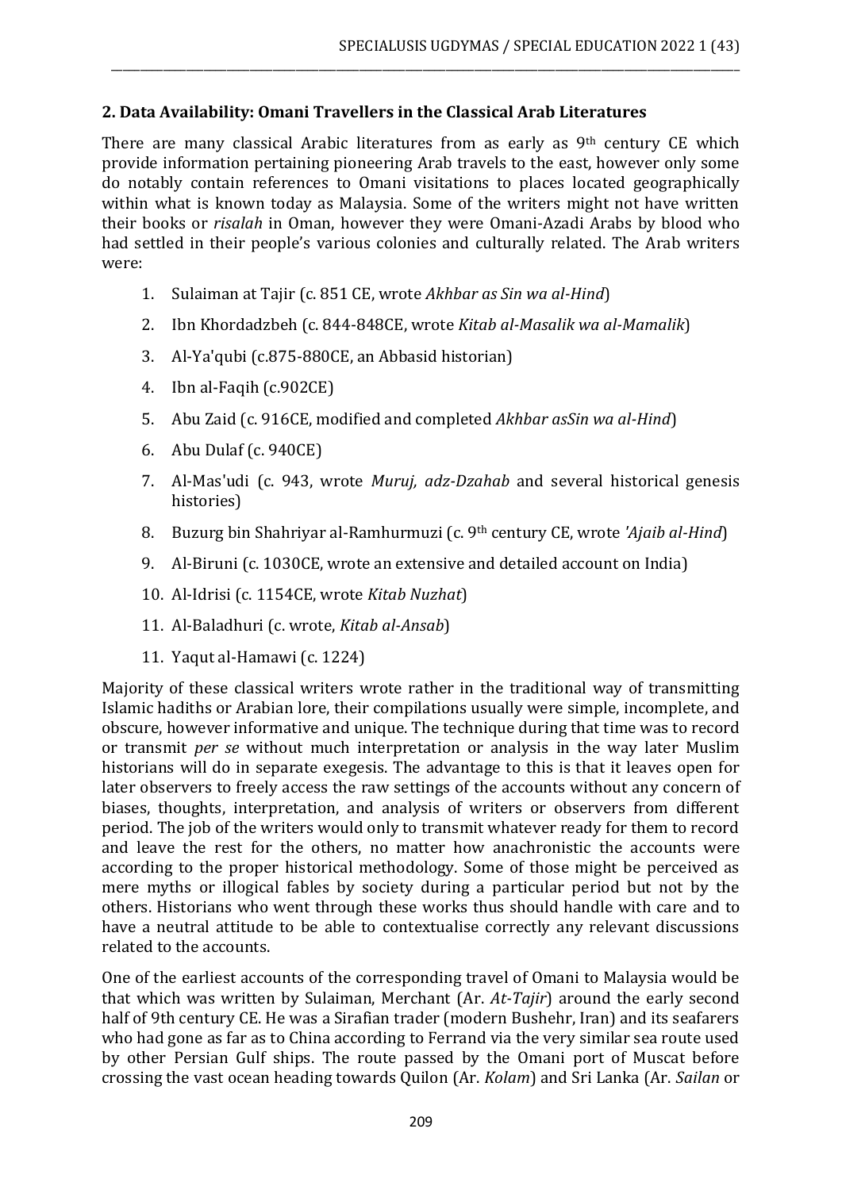## 2. Data Availability: Omani Travellers in the Classical Arab Literatures

There are many classical Arabic literatures from as early as 9th century CE which provide information pertaining pioneering Arab travels to the east, however only some do notably contain references to Omani visitations to places located geographically within what is known today as Malaysia. Some of the writers might not have written their books or *risalah* in Oman, however they were Omani-Azadi Arabs by blood who had settled in their people's various colonies and culturally related. The Arab writers were:

1. Sulaiman at Tajir (c. 851 CE, wrote *Akhbar as Sin wa al-Hind*)
2. Ibn Khordadzbeh (c. 844-848CE, wrote *Kitab al-Masalik wa al-Mamalik*)
3. Al-Ya'qubi (c.875-880CE, an Abbasid historian)
4. Ibn al-Faqih (c.902CE)
5. Abu Zaid (c. 916CE, modified and completed *Akhbar asSin wa al-Hind*)
6. Abu Dulaf (c. 940CE)
7. Al-Mas'udi (c. 943, wrote *Muruj, adz-Dzahab* and several historical genesis histories)
8. Buzurg bin Shahriyar al-Ramhurmuzi (c. 9th century CE, wrote *'Ajaib al-Hind*)
9. Al-Biruni (c. 1030CE, wrote an extensive and detailed account on India)
10. Al-Idrisi (c. 1154CE, wrote *Kitab Nuzhat*)
11. Al-Baladhuri (c. wrote, *Kitab al-Ansab*)
11. Yaqut al-Hamawi (c. 1224)

Majority of these classical writers wrote rather in the traditional way of transmitting Islamic hadiths or Arabian lore, their compilations usually were simple, incomplete, and obscure, however informative and unique. The technique during that time was to record or transmit *per se* without much interpretation or analysis in the way later Muslim historians will do in separate exegesis. The advantage to this is that it leaves open for later observers to freely access the raw settings of the accounts without any concern of biases, thoughts, interpretation, and analysis of writers or observers from different period. The job of the writers would only to transmit whatever ready for them to record and leave the rest for the others, no matter how anachronistic the accounts were according to the proper historical methodology. Some of those might be perceived as mere myths or illogical fables by society during a particular period but not by the others. Historians who went through these works thus should handle with care and to have a neutral attitude to be able to contextualise correctly any relevant discussions related to the accounts.

One of the earliest accounts of the corresponding travel of Omani to Malaysia would be that which was written by Sulaiman, Merchant (Ar. *At-Tajir*) around the early second half of 9th century CE. He was a Sirafian trader (modern Bushehr, Iran) and its seafarers who had gone as far as to China according to Ferrand via the very similar sea route used by other Persian Gulf ships. The route passed by the Omani port of Muscat before crossing the vast ocean heading towards Quilon (Ar. *Kolam*) and Sri Lanka (Ar. *Sailan* or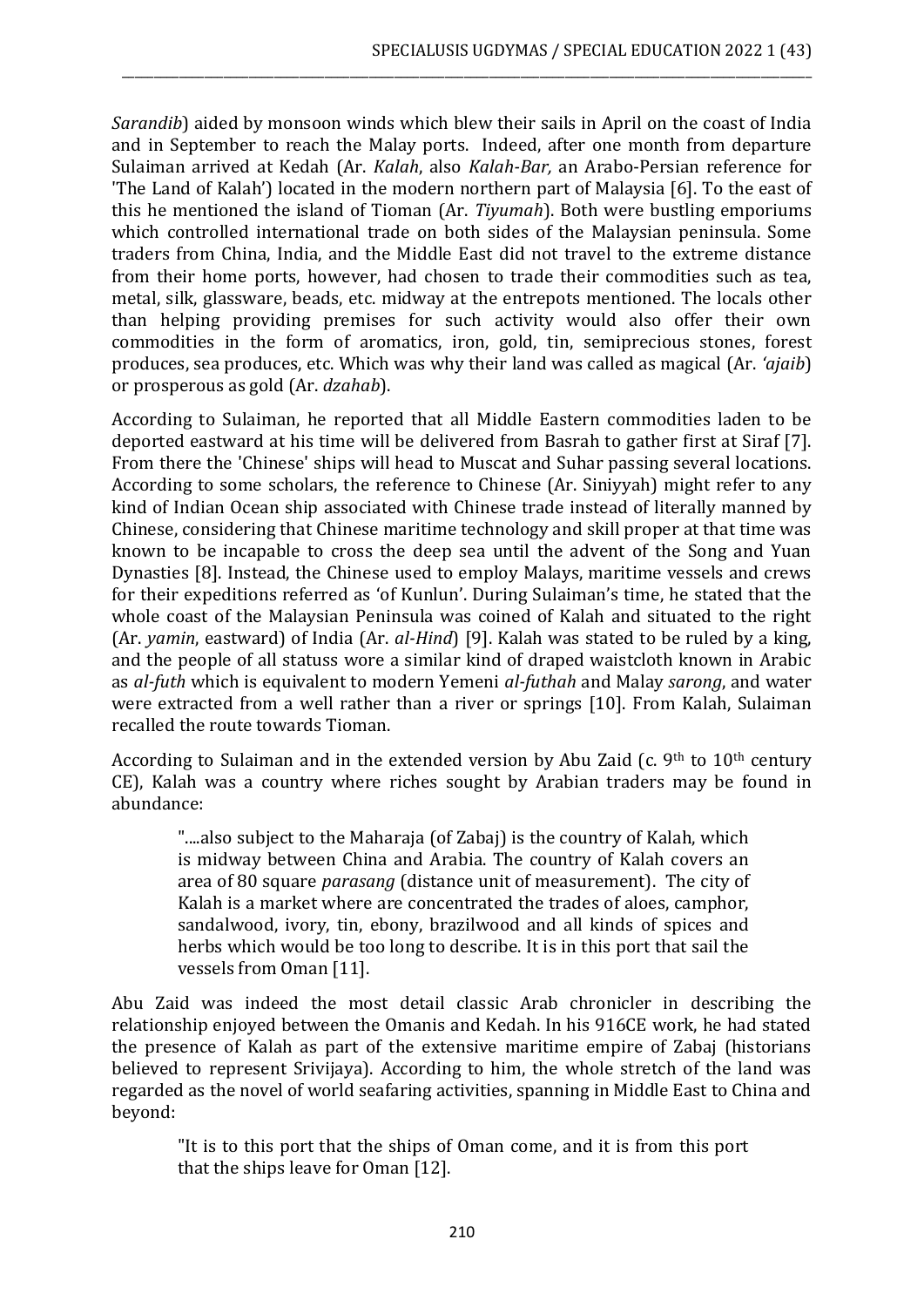*Sarandib*) aided by monsoon winds which blew their sails in April on the coast of India and in September to reach the Malay ports. Indeed, after one month from departure Sulaiman arrived at Kedah (Ar. *Kalah*, also *Kalah-Bar,* an Arabo-Persian reference for 'The Land of Kalah') located in the modern northern part of Malaysia [6]. To the east of this he mentioned the island of Tioman (Ar. *Tiyumah*). Both were bustling emporiums which controlled international trade on both sides of the Malaysian peninsula. Some traders from China, India, and the Middle East did not travel to the extreme distance from their home ports, however, had chosen to trade their commodities such as tea, metal, silk, glassware, beads, etc. midway at the entrepots mentioned. The locals other than helping providing premises for such activity would also offer their own commodities in the form of aromatics, iron, gold, tin, semiprecious stones, forest produces, sea produces, etc. Which was why their land was called as magical (Ar. *'ajaib*) or prosperous as gold (Ar. *dzahab*).

According to Sulaiman, he reported that all Middle Eastern commodities laden to be deported eastward at his time will be delivered from Basrah to gather first at Siraf [7]. From there the 'Chinese' ships will head to Muscat and Suhar passing several locations. According to some scholars, the reference to Chinese (Ar. Siniyyah) might refer to any kind of Indian Ocean ship associated with Chinese trade instead of literally manned by Chinese, considering that Chinese maritime technology and skill proper at that time was known to be incapable to cross the deep sea until the advent of the Song and Yuan Dynasties [8]. Instead, the Chinese used to employ Malays, maritime vessels and crews for their expeditions referred as 'of Kunlun'. During Sulaiman's time, he stated that the whole coast of the Malaysian Peninsula was coined of Kalah and situated to the right (Ar. *yamin*, eastward) of India (Ar. *al-Hind*) [9]. Kalah was stated to be ruled by a king, and the people of all statuss wore a similar kind of draped waistcloth known in Arabic as *al-futh* which is equivalent to modern Yemeni *al-futhah* and Malay *sarong*, and water were extracted from a well rather than a river or springs [10]. From Kalah, Sulaiman recalled the route towards Tioman.

According to Sulaiman and in the extended version by Abu Zaid (c. 9th to 10th century CE), Kalah was a country where riches sought by Arabian traders may be found in abundance:

> "....also subject to the Maharaja (of Zabaj) is the country of Kalah, which is midway between China and Arabia. The country of Kalah covers an area of 80 square *parasang* (distance unit of measurement). The city of Kalah is a market where are concentrated the trades of aloes, camphor, sandalwood, ivory, tin, ebony, brazilwood and all kinds of spices and herbs which would be too long to describe. It is in this port that sail the vessels from Oman [11].

Abu Zaid was indeed the most detail classic Arab chronicler in describing the relationship enjoyed between the Omanis and Kedah. In his 916CE work, he had stated the presence of Kalah as part of the extensive maritime empire of Zabaj (historians believed to represent Srivijaya). According to him, the whole stretch of the land was regarded as the novel of world seafaring activities, spanning in Middle East to China and beyond:

> "It is to this port that the ships of Oman come, and it is from this port that the ships leave for Oman [12].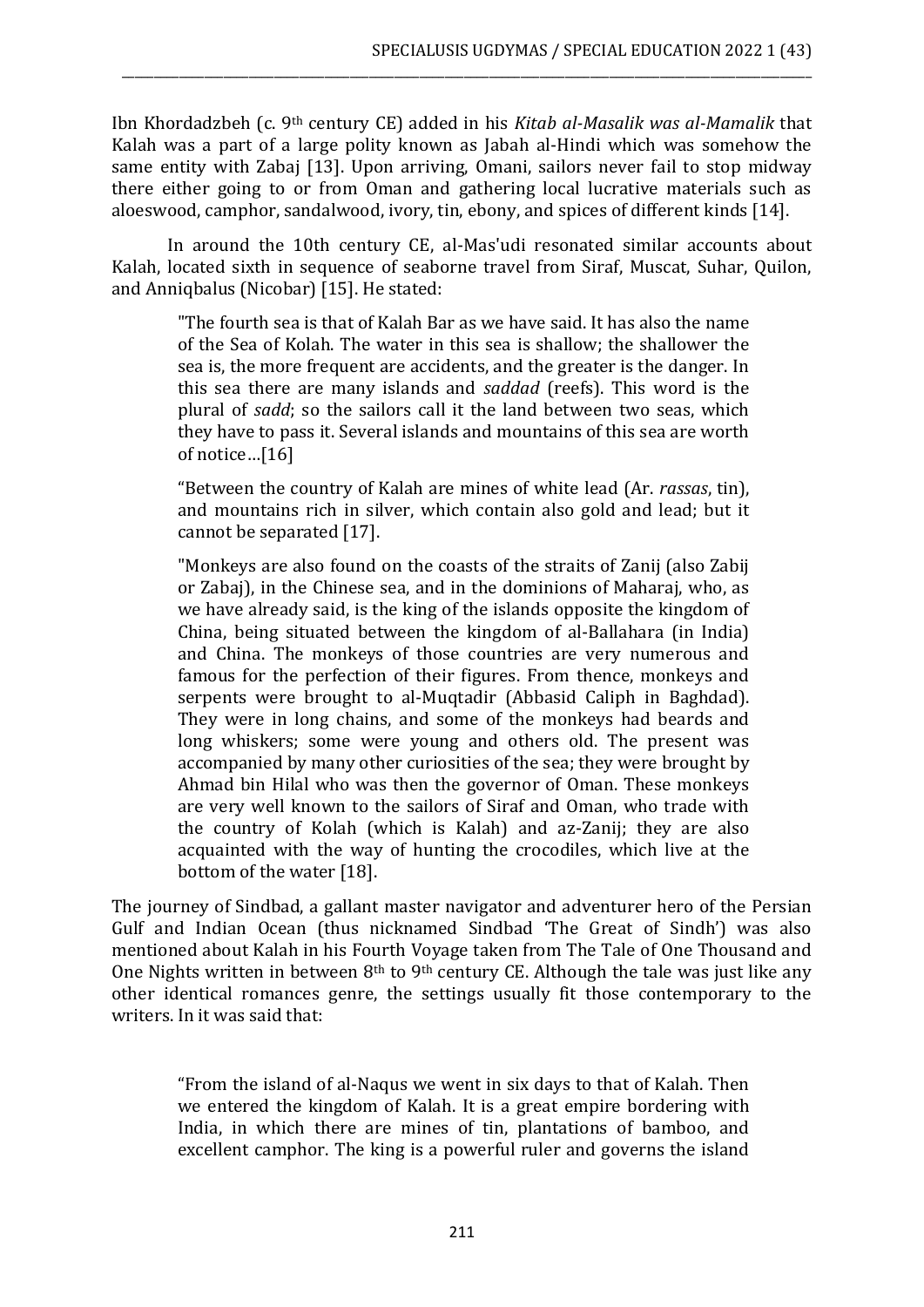Ibn Khordadzbeh (c. 9th century CE) added in his *Kitab al-Masalik was al-Mamalik* that Kalah was a part of a large polity known as Jabah al-Hindi which was somehow the same entity with Zabaj [13]. Upon arriving, Omani, sailors never fail to stop midway there either going to or from Oman and gathering local lucrative materials such as aloeswood, camphor, sandalwood, ivory, tin, ebony, and spices of different kinds [14].

In around the 10th century CE, al-Mas'udi resonated similar accounts about Kalah, located sixth in sequence of seaborne travel from Siraf, Muscat, Suhar, Quilon, and Anniqbalus (Nicobar) [15]. He stated:

> "The fourth sea is that of Kalah Bar as we have said. It has also the name of the Sea of Kolah. The water in this sea is shallow; the shallower the sea is, the more frequent are accidents, and the greater is the danger. In this sea there are many islands and *saddad* (reefs). This word is the plural of *sadd*; so the sailors call it the land between two seas, which they have to pass it. Several islands and mountains of this sea are worth of notice…[16]
>
> "Between the country of Kalah are mines of white lead (Ar. *rassas*, tin), and mountains rich in silver, which contain also gold and lead; but it cannot be separated [17].
>
> "Monkeys are also found on the coasts of the straits of Zanij (also Zabij or Zabaj), in the Chinese sea, and in the dominions of Maharaj, who, as we have already said, is the king of the islands opposite the kingdom of China, being situated between the kingdom of al-Ballahara (in India) and China. The monkeys of those countries are very numerous and famous for the perfection of their figures. From thence, monkeys and serpents were brought to al-Muqtadir (Abbasid Caliph in Baghdad). They were in long chains, and some of the monkeys had beards and long whiskers; some were young and others old. The present was accompanied by many other curiosities of the sea; they were brought by Ahmad bin Hilal who was then the governor of Oman. These monkeys are very well known to the sailors of Siraf and Oman, who trade with the country of Kolah (which is Kalah) and az-Zanij; they are also acquainted with the way of hunting the crocodiles, which live at the bottom of the water [18].

The journey of Sindbad, a gallant master navigator and adventurer hero of the Persian Gulf and Indian Ocean (thus nicknamed Sindbad 'The Great of Sindh') was also mentioned about Kalah in his Fourth Voyage taken from The Tale of One Thousand and One Nights written in between 8th to 9th century CE. Although the tale was just like any other identical romances genre, the settings usually fit those contemporary to the writers. In it was said that:

> "From the island of al-Naqus we went in six days to that of Kalah. Then we entered the kingdom of Kalah. It is a great empire bordering with India, in which there are mines of tin, plantations of bamboo, and excellent camphor. The king is a powerful ruler and governs the island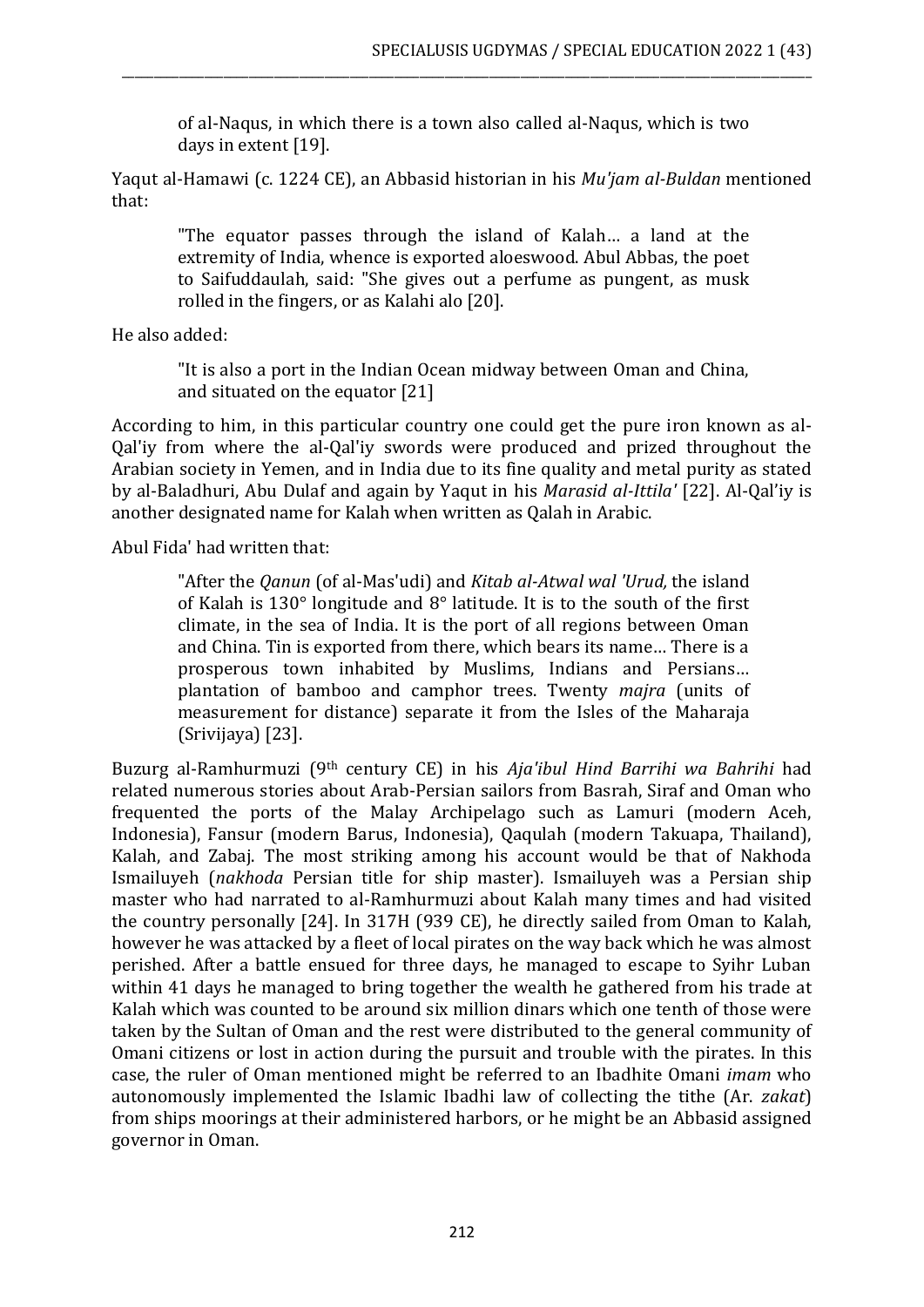of al-Naqus, in which there is a town also called al-Naqus, which is two days in extent [19].

Yaqut al-Hamawi (c. 1224 CE), an Abbasid historian in his *Mu'jam al-Buldan* mentioned that:

> "The equator passes through the island of Kalah… a land at the extremity of India, whence is exported aloeswood. Abul Abbas, the poet to Saifuddaulah, said: "She gives out a perfume as pungent, as musk rolled in the fingers, or as Kalahi alo [20].

He also added:

> "It is also a port in the Indian Ocean midway between Oman and China, and situated on the equator [21]

According to him, in this particular country one could get the pure iron known as al-Qal'iy from where the al-Qal'iy swords were produced and prized throughout the Arabian society in Yemen, and in India due to its fine quality and metal purity as stated by al-Baladhuri, Abu Dulaf and again by Yaqut in his *Marasid al-Ittila'* [22]. Al-Qal'iy is another designated name for Kalah when written as Qalah in Arabic.

Abul Fida' had written that:

> "After the *Qanun* (of al-Mas'udi) and *Kitab al-Atwal wal 'Urud,* the island of Kalah is 130° longitude and 8° latitude. It is to the south of the first climate, in the sea of India. It is the port of all regions between Oman and China. Tin is exported from there, which bears its name… There is a prosperous town inhabited by Muslims, Indians and Persians… plantation of bamboo and camphor trees. Twenty *majra* (units of measurement for distance) separate it from the Isles of the Maharaja (Srivijaya) [23].

Buzurg al-Ramhurmuzi (9th century CE) in his *Aja'ibul Hind Barrihi wa Bahrihi* had related numerous stories about Arab-Persian sailors from Basrah, Siraf and Oman who frequented the ports of the Malay Archipelago such as Lamuri (modern Aceh, Indonesia), Fansur (modern Barus, Indonesia), Qaqulah (modern Takuapa, Thailand), Kalah, and Zabaj. The most striking among his account would be that of Nakhoda Ismailuyeh (*nakhoda* Persian title for ship master). Ismailuyeh was a Persian ship master who had narrated to al-Ramhurmuzi about Kalah many times and had visited the country personally [24]. In 317H (939 CE), he directly sailed from Oman to Kalah, however he was attacked by a fleet of local pirates on the way back which he was almost perished. After a battle ensued for three days, he managed to escape to Syihr Luban within 41 days he managed to bring together the wealth he gathered from his trade at Kalah which was counted to be around six million dinars which one tenth of those were taken by the Sultan of Oman and the rest were distributed to the general community of Omani citizens or lost in action during the pursuit and trouble with the pirates. In this case, the ruler of Oman mentioned might be referred to an Ibadhite Omani *imam* who autonomously implemented the Islamic Ibadhi law of collecting the tithe (Ar. *zakat*) from ships moorings at their administered harbors, or he might be an Abbasid assigned governor in Oman.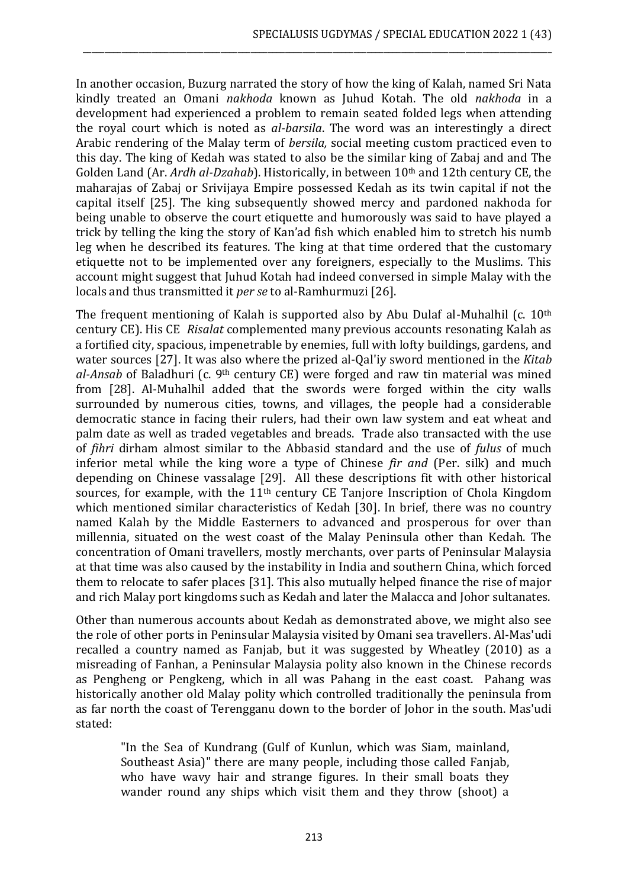In another occasion, Buzurg narrated the story of how the king of Kalah, named Sri Nata kindly treated an Omani *nakhoda* known as Juhud Kotah. The old *nakhoda* in a development had experienced a problem to remain seated folded legs when attending the royal court which is noted as *al-barsila*. The word was an interestingly a direct Arabic rendering of the Malay term of *bersila,* social meeting custom practiced even to this day. The king of Kedah was stated to also be the similar king of Zabaj and and The Golden Land (Ar. *Ardh al-Dzahab*). Historically, in between 10th and 12th century CE, the maharajas of Zabaj or Srivijaya Empire possessed Kedah as its twin capital if not the capital itself [25]. The king subsequently showed mercy and pardoned nakhoda for being unable to observe the court etiquette and humorously was said to have played a trick by telling the king the story of Kan'ad fish which enabled him to stretch his numb leg when he described its features. The king at that time ordered that the customary etiquette not to be implemented over any foreigners, especially to the Muslims. This account might suggest that Juhud Kotah had indeed conversed in simple Malay with the locals and thus transmitted it *per se* to al-Ramhurmuzi [26].

The frequent mentioning of Kalah is supported also by Abu Dulaf al-Muhalhil (c. 10th century CE). His CE *Risalat* complemented many previous accounts resonating Kalah as a fortified city, spacious, impenetrable by enemies, full with lofty buildings, gardens, and water sources [27]. It was also where the prized al-Qal'iy sword mentioned in the *Kitab al-Ansab* of Baladhuri (c. 9th century CE) were forged and raw tin material was mined from [28]. Al-Muhalhil added that the swords were forged within the city walls surrounded by numerous cities, towns, and villages, the people had a considerable democratic stance in facing their rulers, had their own law system and eat wheat and palm date as well as traded vegetables and breads. Trade also transacted with the use of *fihri* dirham almost similar to the Abbasid standard and the use of *fulus* of much inferior metal while the king wore a type of Chinese *fir and* (Per. silk) and much depending on Chinese vassalage [29]. All these descriptions fit with other historical sources, for example, with the 11th century CE Tanjore Inscription of Chola Kingdom which mentioned similar characteristics of Kedah [30]. In brief, there was no country named Kalah by the Middle Easterners to advanced and prosperous for over than millennia, situated on the west coast of the Malay Peninsula other than Kedah. The concentration of Omani travellers, mostly merchants, over parts of Peninsular Malaysia at that time was also caused by the instability in India and southern China, which forced them to relocate to safer places [31]. This also mutually helped finance the rise of major and rich Malay port kingdoms such as Kedah and later the Malacca and Johor sultanates.

Other than numerous accounts about Kedah as demonstrated above, we might also see the role of other ports in Peninsular Malaysia visited by Omani sea travellers. Al-Mas'udi recalled a country named as Fanjab, but it was suggested by Wheatley (2010) as a misreading of Fanhan, a Peninsular Malaysia polity also known in the Chinese records as Pengheng or Pengkeng, which in all was Pahang in the east coast. Pahang was historically another old Malay polity which controlled traditionally the peninsula from as far north the coast of Terengganu down to the border of Johor in the south. Mas'udi stated:

> "In the Sea of Kundrang (Gulf of Kunlun, which was Siam, mainland, Southeast Asia)" there are many people, including those called Fanjab, who have wavy hair and strange figures. In their small boats they wander round any ships which visit them and they throw (shoot) a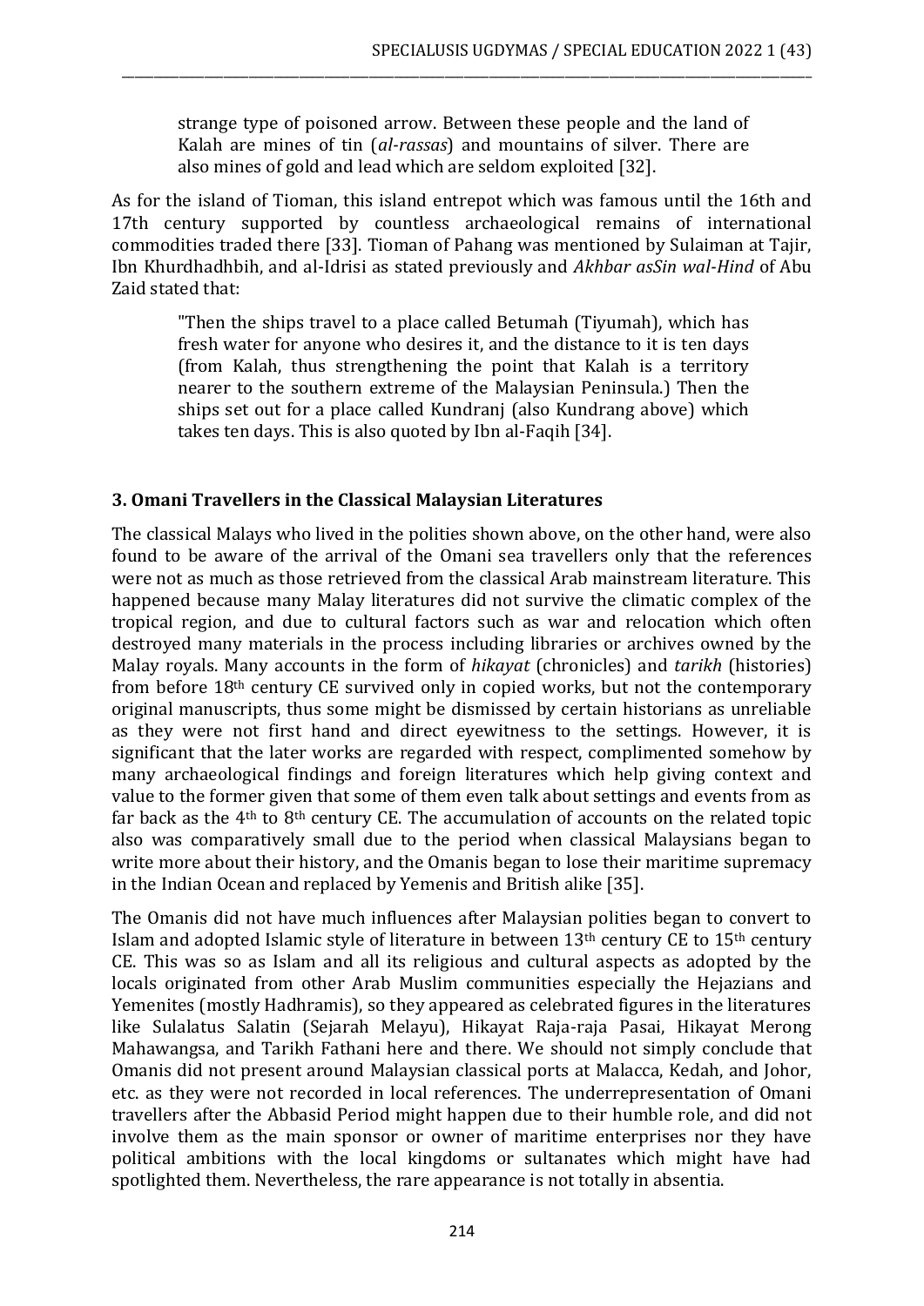> strange type of poisoned arrow. Between these people and the land of Kalah are mines of tin (*al-rassas*) and mountains of silver. There are also mines of gold and lead which are seldom exploited [32].

As for the island of Tioman, this island entrepot which was famous until the 16th and 17th century supported by countless archaeological remains of international commodities traded there [33]. Tioman of Pahang was mentioned by Sulaiman at Tajir, Ibn Khurdhadhbih, and al-Idrisi as stated previously and *Akhbar asSin wal-Hind* of Abu Zaid stated that:

> "Then the ships travel to a place called Betumah (Tiyumah), which has fresh water for anyone who desires it, and the distance to it is ten days (from Kalah, thus strengthening the point that Kalah is a territory nearer to the southern extreme of the Malaysian Peninsula.) Then the ships set out for a place called Kundranj (also Kundrang above) which takes ten days. This is also quoted by Ibn al-Faqih [34].

### 3. Omani Travellers in the Classical Malaysian Literatures

The classical Malays who lived in the polities shown above, on the other hand, were also found to be aware of the arrival of the Omani sea travellers only that the references were not as much as those retrieved from the classical Arab mainstream literature. This happened because many Malay literatures did not survive the climatic complex of the tropical region, and due to cultural factors such as war and relocation which often destroyed many materials in the process including libraries or archives owned by the Malay royals. Many accounts in the form of *hikayat* (chronicles) and *tarikh* (histories) from before 18th century CE survived only in copied works, but not the contemporary original manuscripts, thus some might be dismissed by certain historians as unreliable as they were not first hand and direct eyewitness to the settings. However, it is significant that the later works are regarded with respect, complimented somehow by many archaeological findings and foreign literatures which help giving context and value to the former given that some of them even talk about settings and events from as far back as the 4th to 8th century CE. The accumulation of accounts on the related topic also was comparatively small due to the period when classical Malaysians began to write more about their history, and the Omanis began to lose their maritime supremacy in the Indian Ocean and replaced by Yemenis and British alike [35].

The Omanis did not have much influences after Malaysian polities began to convert to Islam and adopted Islamic style of literature in between 13th century CE to 15th century CE. This was so as Islam and all its religious and cultural aspects as adopted by the locals originated from other Arab Muslim communities especially the Hejazians and Yemenites (mostly Hadhramis), so they appeared as celebrated figures in the literatures like Sulalatus Salatin (Sejarah Melayu), Hikayat Raja-raja Pasai, Hikayat Merong Mahawangsa, and Tarikh Fathani here and there. We should not simply conclude that Omanis did not present around Malaysian classical ports at Malacca, Kedah, and Johor, etc. as they were not recorded in local references. The underrepresentation of Omani travellers after the Abbasid Period might happen due to their humble role, and did not involve them as the main sponsor or owner of maritime enterprises nor they have political ambitions with the local kingdoms or sultanates which might have had spotlighted them. Nevertheless, the rare appearance is not totally in absentia.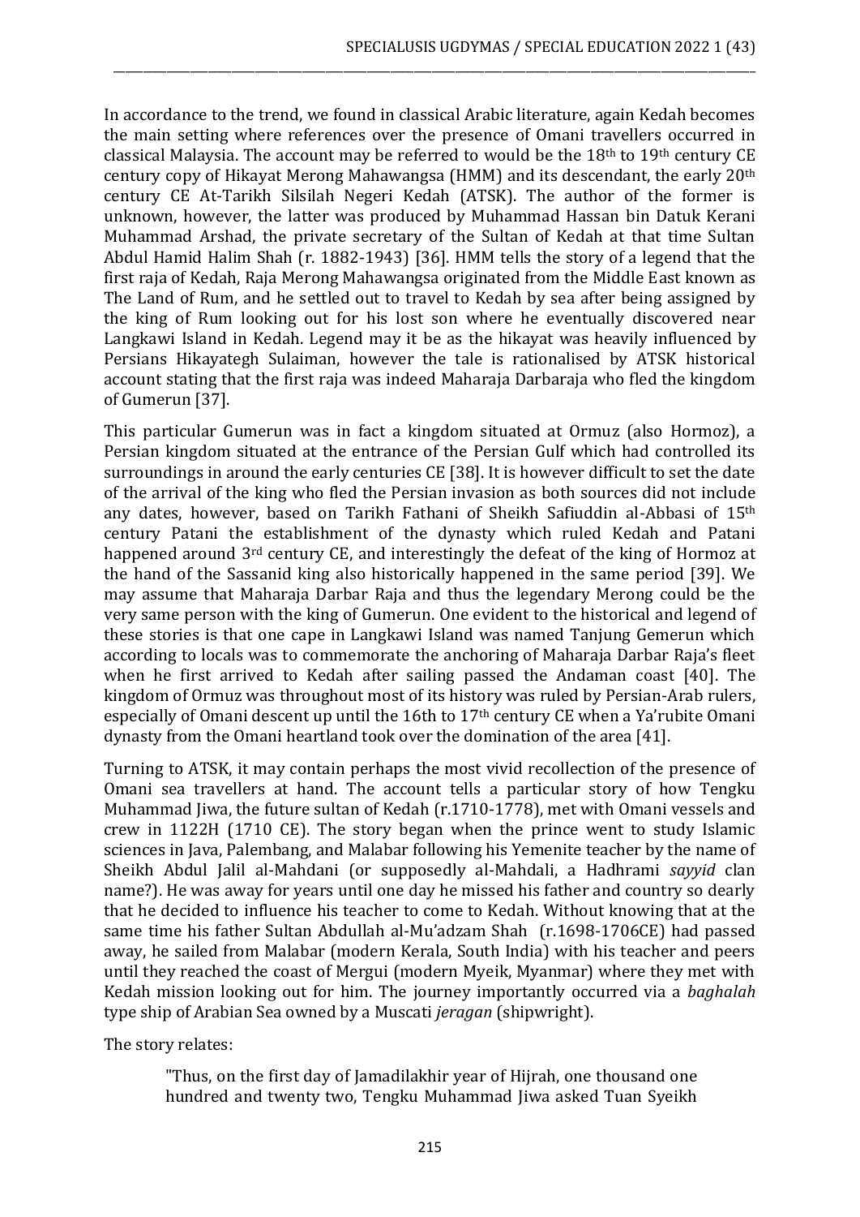In accordance to the trend, we found in classical Arabic literature, again Kedah becomes the main setting where references over the presence of Omani travellers occurred in classical Malaysia. The account may be referred to would be the 18th to 19th century CE century copy of Hikayat Merong Mahawangsa (HMM) and its descendant, the early 20th century CE At-Tarikh Silsilah Negeri Kedah (ATSK). The author of the former is unknown, however, the latter was produced by Muhammad Hassan bin Datuk Kerani Muhammad Arshad, the private secretary of the Sultan of Kedah at that time Sultan Abdul Hamid Halim Shah (r. 1882-1943) [36]. HMM tells the story of a legend that the first raja of Kedah, Raja Merong Mahawangsa originated from the Middle East known as The Land of Rum, and he settled out to travel to Kedah by sea after being assigned by the king of Rum looking out for his lost son where he eventually discovered near Langkawi Island in Kedah. Legend may it be as the hikayat was heavily influenced by Persians Hikayategh Sulaiman, however the tale is rationalised by ATSK historical account stating that the first raja was indeed Maharaja Darbaraja who fled the kingdom of Gumerun [37].

This particular Gumerun was in fact a kingdom situated at Ormuz (also Hormoz), a Persian kingdom situated at the entrance of the Persian Gulf which had controlled its surroundings in around the early centuries CE [38]. It is however difficult to set the date of the arrival of the king who fled the Persian invasion as both sources did not include any dates, however, based on Tarikh Fathani of Sheikh Safiuddin al-Abbasi of 15th century Patani the establishment of the dynasty which ruled Kedah and Patani happened around 3rd century CE, and interestingly the defeat of the king of Hormoz at the hand of the Sassanid king also historically happened in the same period [39]. We may assume that Maharaja Darbar Raja and thus the legendary Merong could be the very same person with the king of Gumerun. One evident to the historical and legend of these stories is that one cape in Langkawi Island was named Tanjung Gemerun which according to locals was to commemorate the anchoring of Maharaja Darbar Raja's fleet when he first arrived to Kedah after sailing passed the Andaman coast [40]. The kingdom of Ormuz was throughout most of its history was ruled by Persian-Arab rulers, especially of Omani descent up until the 16th to 17th century CE when a Ya'rubite Omani dynasty from the Omani heartland took over the domination of the area [41].

Turning to ATSK, it may contain perhaps the most vivid recollection of the presence of Omani sea travellers at hand. The account tells a particular story of how Tengku Muhammad Jiwa, the future sultan of Kedah (r.1710-1778), met with Omani vessels and crew in 1122H (1710 CE). The story began when the prince went to study Islamic sciences in Java, Palembang, and Malabar following his Yemenite teacher by the name of Sheikh Abdul Jalil al-Mahdani (or supposedly al-Mahdali, a Hadhrami *sayyid* clan name?). He was away for years until one day he missed his father and country so dearly that he decided to influence his teacher to come to Kedah. Without knowing that at the same time his father Sultan Abdullah al-Mu'adzam Shah (r.1698-1706CE) had passed away, he sailed from Malabar (modern Kerala, South India) with his teacher and peers until they reached the coast of Mergui (modern Myeik, Myanmar) where they met with Kedah mission looking out for him. The journey importantly occurred via a *baghalah* type ship of Arabian Sea owned by a Muscati *jeragan* (shipwright).

The story relates:

> "Thus, on the first day of Jamadilakhir year of Hijrah, one thousand one hundred and twenty two, Tengku Muhammad Jiwa asked Tuan Syeikh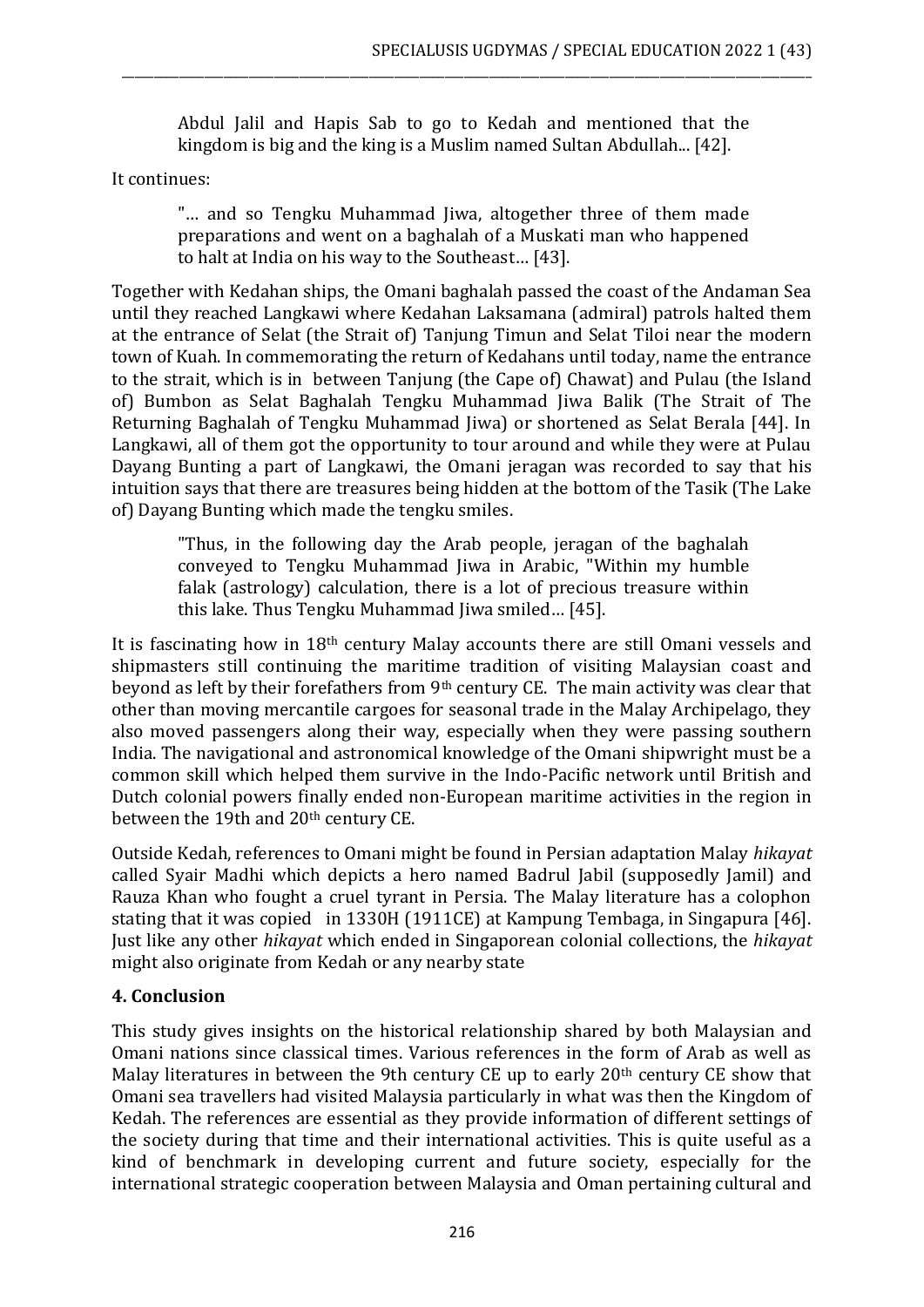> Abdul Jalil and Hapis Sab to go to Kedah and mentioned that the kingdom is big and the king is a Muslim named Sultan Abdullah... [42].

It continues:

> "… and so Tengku Muhammad Jiwa, altogether three of them made preparations and went on a baghalah of a Muskati man who happened to halt at India on his way to the Southeast… [43].

Together with Kedahan ships, the Omani baghalah passed the coast of the Andaman Sea until they reached Langkawi where Kedahan Laksamana (admiral) patrols halted them at the entrance of Selat (the Strait of) Tanjung Timun and Selat Tiloi near the modern town of Kuah. In commemorating the return of Kedahans until today, name the entrance to the strait, which is in between Tanjung (the Cape of) Chawat) and Pulau (the Island of) Bumbon as Selat Baghalah Tengku Muhammad Jiwa Balik (The Strait of The Returning Baghalah of Tengku Muhammad Jiwa) or shortened as Selat Berala [44]. In Langkawi, all of them got the opportunity to tour around and while they were at Pulau Dayang Bunting a part of Langkawi, the Omani jeragan was recorded to say that his intuition says that there are treasures being hidden at the bottom of the Tasik (The Lake of) Dayang Bunting which made the tengku smiles.

> "Thus, in the following day the Arab people, jeragan of the baghalah conveyed to Tengku Muhammad Jiwa in Arabic, "Within my humble falak (astrology) calculation, there is a lot of precious treasure within this lake. Thus Tengku Muhammad Jiwa smiled… [45].

It is fascinating how in 18th century Malay accounts there are still Omani vessels and shipmasters still continuing the maritime tradition of visiting Malaysian coast and beyond as left by their forefathers from 9th century CE. The main activity was clear that other than moving mercantile cargoes for seasonal trade in the Malay Archipelago, they also moved passengers along their way, especially when they were passing southern India. The navigational and astronomical knowledge of the Omani shipwright must be a common skill which helped them survive in the Indo-Pacific network until British and Dutch colonial powers finally ended non-European maritime activities in the region in between the 19th and 20th century CE.

Outside Kedah, references to Omani might be found in Persian adaptation Malay *hikayat* called Syair Madhi which depicts a hero named Badrul Jabil (supposedly Jamil) and Rauza Khan who fought a cruel tyrant in Persia. The Malay literature has a colophon stating that it was copied in 1330H (1911CE) at Kampung Tembaga, in Singapura [46]. Just like any other *hikayat* which ended in Singaporean colonial collections, the *hikayat* might also originate from Kedah or any nearby state

## 4. Conclusion

This study gives insights on the historical relationship shared by both Malaysian and Omani nations since classical times. Various references in the form of Arab as well as Malay literatures in between the 9th century CE up to early 20th century CE show that Omani sea travellers had visited Malaysia particularly in what was then the Kingdom of Kedah. The references are essential as they provide information of different settings of the society during that time and their international activities. This is quite useful as a kind of benchmark in developing current and future society, especially for the international strategic cooperation between Malaysia and Oman pertaining cultural and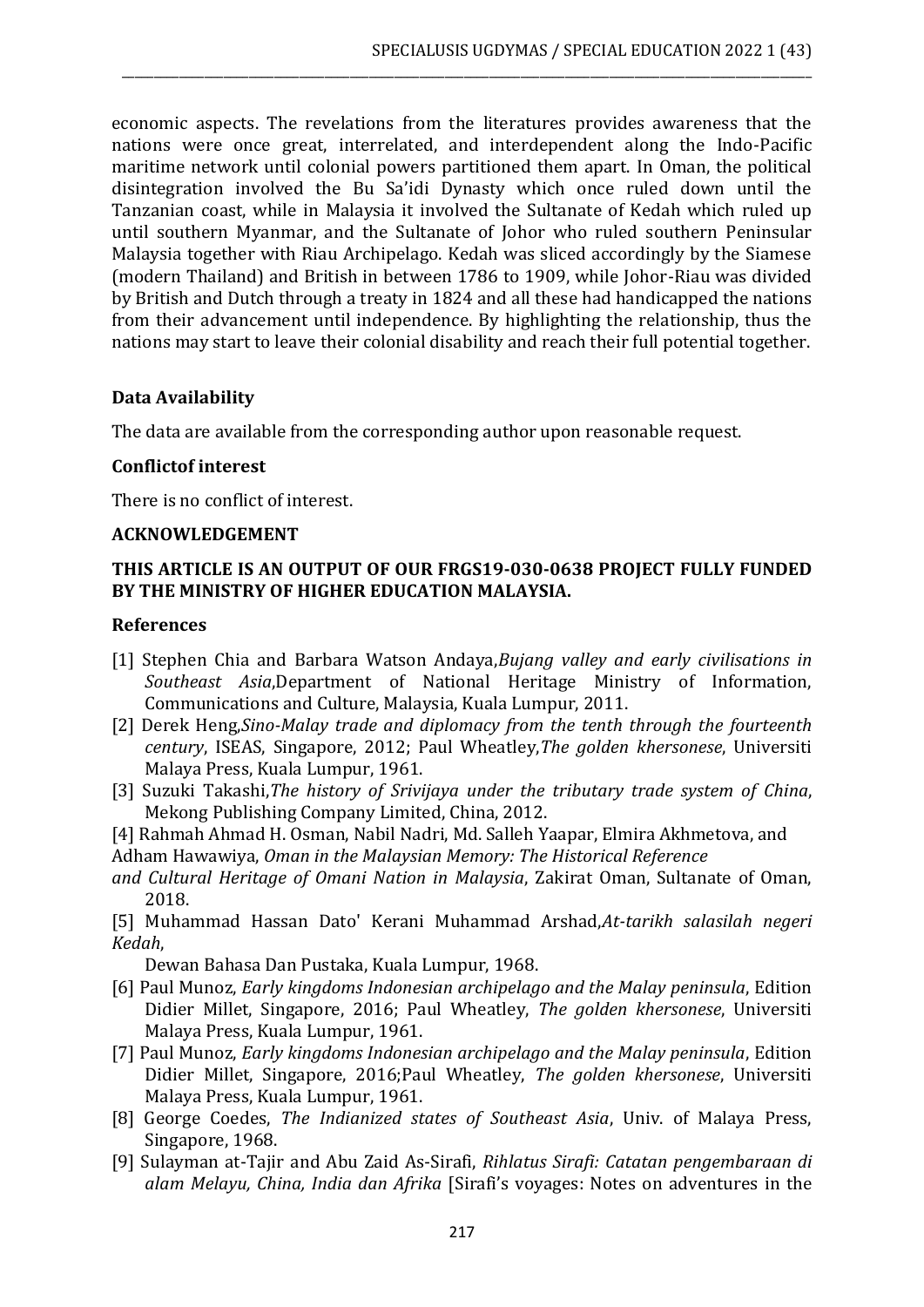economic aspects. The revelations from the literatures provides awareness that the nations were once great, interrelated, and interdependent along the Indo-Pacific maritime network until colonial powers partitioned them apart. In Oman, the political disintegration involved the Bu Sa'idi Dynasty which once ruled down until the Tanzanian coast, while in Malaysia it involved the Sultanate of Kedah which ruled up until southern Myanmar, and the Sultanate of Johor who ruled southern Peninsular Malaysia together with Riau Archipelago. Kedah was sliced accordingly by the Siamese (modern Thailand) and British in between 1786 to 1909, while Johor-Riau was divided by British and Dutch through a treaty in 1824 and all these had handicapped the nations from their advancement until independence. By highlighting the relationship, thus the nations may start to leave their colonial disability and reach their full potential together.

### Data Availability

The data are available from the corresponding author upon reasonable request.

### Conflictof interest

There is no conflict of interest.

### ACKNOWLEDGEMENT

**THIS ARTICLE IS AN OUTPUT OF OUR FRGS19-030-0638 PROJECT FULLY FUNDED BY THE MINISTRY OF HIGHER EDUCATION MALAYSIA.**

### References

[1] Stephen Chia and Barbara Watson Andaya,*Bujang valley and early civilisations in Southeast Asia*,Department of National Heritage Ministry of Information, Communications and Culture, Malaysia, Kuala Lumpur, 2011.

[2] Derek Heng,*Sino-Malay trade and diplomacy from the tenth through the fourteenth century*, ISEAS, Singapore, 2012; Paul Wheatley,*The golden khersonese*, Universiti Malaya Press, Kuala Lumpur, 1961.

[3] Suzuki Takashi,*The history of Srivijaya under the tributary trade system of China*, Mekong Publishing Company Limited, China, 2012.

[4] Rahmah Ahmad H. Osman, Nabil Nadri, Md. Salleh Yaapar, Elmira Akhmetova, and Adham Hawawiya, *Oman in the Malaysian Memory: The Historical Reference and Cultural Heritage of Omani Nation in Malaysia*, Zakirat Oman, Sultanate of Oman, 2018.

[5] Muhammad Hassan Dato' Kerani Muhammad Arshad,*At-tarikh salasilah negeri Kedah*, Dewan Bahasa Dan Pustaka, Kuala Lumpur, 1968.

[6] Paul Munoz, *Early kingdoms Indonesian archipelago and the Malay peninsula*, Edition Didier Millet, Singapore, 2016; Paul Wheatley, *The golden khersonese*, Universiti Malaya Press, Kuala Lumpur, 1961.

[7] Paul Munoz, *Early kingdoms Indonesian archipelago and the Malay peninsula*, Edition Didier Millet, Singapore, 2016;Paul Wheatley, *The golden khersonese*, Universiti Malaya Press, Kuala Lumpur, 1961.

[8] George Coedes, *The Indianized states of Southeast Asia*, Univ. of Malaya Press, Singapore, 1968.

[9] Sulayman at-Tajir and Abu Zaid As-Sirafi, *Rihlatus Sirafi: Catatan pengembaraan di alam Melayu, China, India dan Afrika* [Sirafi's voyages: Notes on adventures in the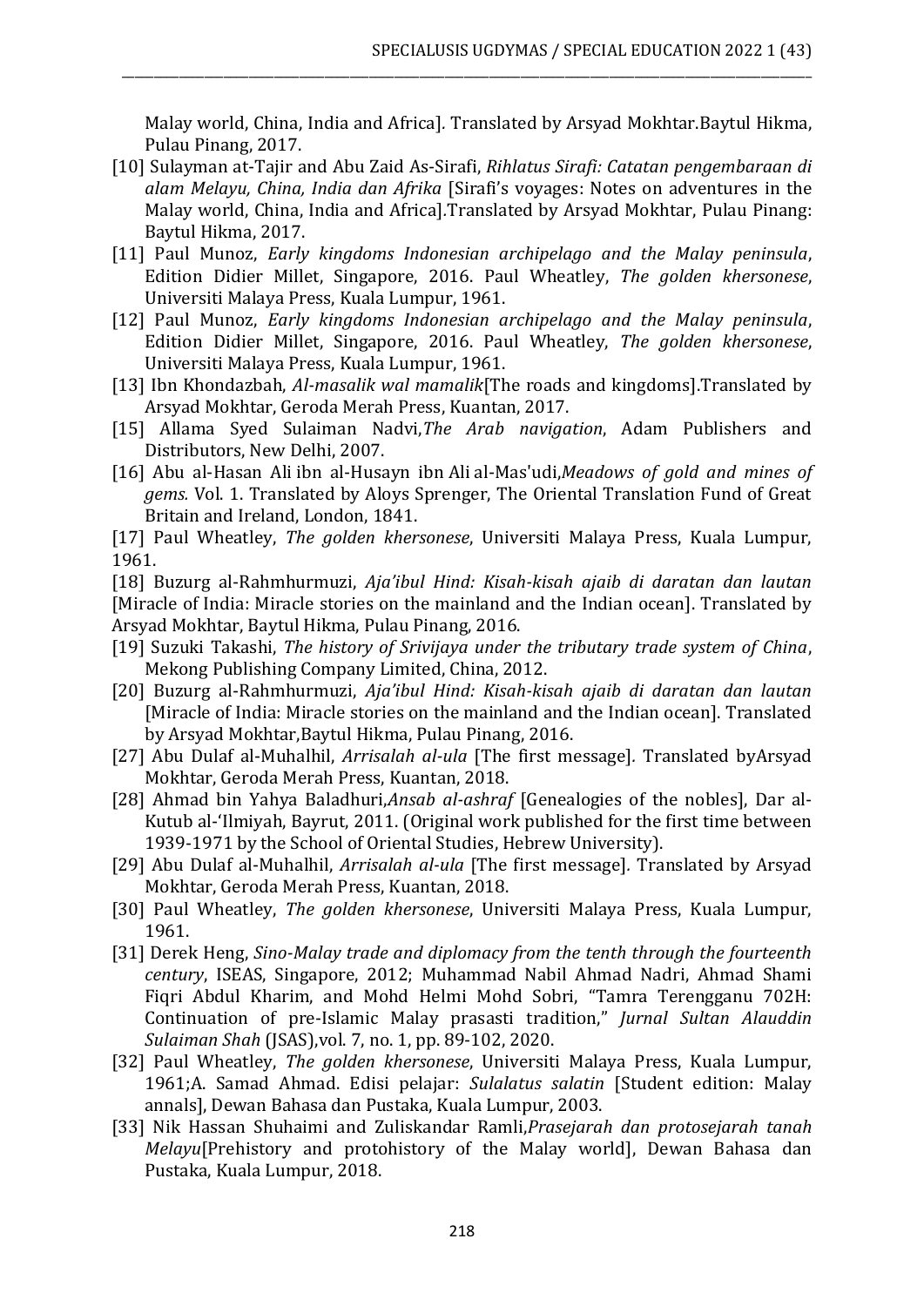Malay world, China, India and Africa]. Translated by Arsyad Mokhtar.Baytul Hikma, Pulau Pinang, 2017.

[10] Sulayman at-Tajir and Abu Zaid As-Sirafi, *Rihlatus Sirafi: Catatan pengembaraan di alam Melayu, China, India dan Afrika* [Sirafi's voyages: Notes on adventures in the Malay world, China, India and Africa].Translated by Arsyad Mokhtar, Pulau Pinang: Baytul Hikma, 2017.

[11] Paul Munoz, *Early kingdoms Indonesian archipelago and the Malay peninsula*, Edition Didier Millet, Singapore, 2016. Paul Wheatley, *The golden khersonese*, Universiti Malaya Press, Kuala Lumpur, 1961.

[12] Paul Munoz, *Early kingdoms Indonesian archipelago and the Malay peninsula*, Edition Didier Millet, Singapore, 2016. Paul Wheatley, *The golden khersonese*, Universiti Malaya Press, Kuala Lumpur, 1961.

[13] Ibn Khondazbah, *Al-masalik wal mamalik*[The roads and kingdoms].Translated by Arsyad Mokhtar, Geroda Merah Press, Kuantan, 2017.

[15] Allama Syed Sulaiman Nadvi,*The Arab navigation*, Adam Publishers and Distributors, New Delhi, 2007.

[16] Abu al-Hasan Ali ibn al-Husayn ibn Ali al-Mas'udi,*Meadows of gold and mines of gems.* Vol. 1. Translated by Aloys Sprenger, The Oriental Translation Fund of Great Britain and Ireland, London, 1841.

[17] Paul Wheatley, *The golden khersonese*, Universiti Malaya Press, Kuala Lumpur, 1961.

[18] Buzurg al-Rahmhurmuzi, *Aja'ibul Hind: Kisah-kisah ajaib di daratan dan lautan* [Miracle of India: Miracle stories on the mainland and the Indian ocean]. Translated by Arsyad Mokhtar, Baytul Hikma, Pulau Pinang, 2016.

[19] Suzuki Takashi, *The history of Srivijaya under the tributary trade system of China*, Mekong Publishing Company Limited, China, 2012.

[20] Buzurg al-Rahmhurmuzi, *Aja'ibul Hind: Kisah-kisah ajaib di daratan dan lautan* [Miracle of India: Miracle stories on the mainland and the Indian ocean]. Translated by Arsyad Mokhtar,Baytul Hikma, Pulau Pinang, 2016.

[27] Abu Dulaf al-Muhalhil, *Arrisalah al-ula* [The first message]. Translated byArsyad Mokhtar, Geroda Merah Press, Kuantan, 2018.

[28] Ahmad bin Yahya Baladhuri,*Ansab al-ashraf* [Genealogies of the nobles], Dar al-Kutub al-'Ilmiyah, Bayrut, 2011. (Original work published for the first time between 1939-1971 by the School of Oriental Studies, Hebrew University).

[29] Abu Dulaf al-Muhalhil, *Arrisalah al-ula* [The first message]. Translated by Arsyad Mokhtar, Geroda Merah Press, Kuantan, 2018.

[30] Paul Wheatley, *The golden khersonese*, Universiti Malaya Press, Kuala Lumpur, 1961.

[31] Derek Heng, *Sino-Malay trade and diplomacy from the tenth through the fourteenth century*, ISEAS, Singapore, 2012; Muhammad Nabil Ahmad Nadri, Ahmad Shami Fiqri Abdul Kharim, and Mohd Helmi Mohd Sobri, "Tamra Terengganu 702H: Continuation of pre-Islamic Malay prasasti tradition," *Jurnal Sultan Alauddin Sulaiman Shah* (JSAS),vol. 7, no. 1, pp. 89-102, 2020.

[32] Paul Wheatley, *The golden khersonese*, Universiti Malaya Press, Kuala Lumpur, 1961;A. Samad Ahmad. Edisi pelajar: *Sulalatus salatin* [Student edition: Malay annals], Dewan Bahasa dan Pustaka, Kuala Lumpur, 2003.

[33] Nik Hassan Shuhaimi and Zuliskandar Ramli,*Prasejarah dan protosejarah tanah Melayu*[Prehistory and protohistory of the Malay world], Dewan Bahasa dan Pustaka, Kuala Lumpur, 2018.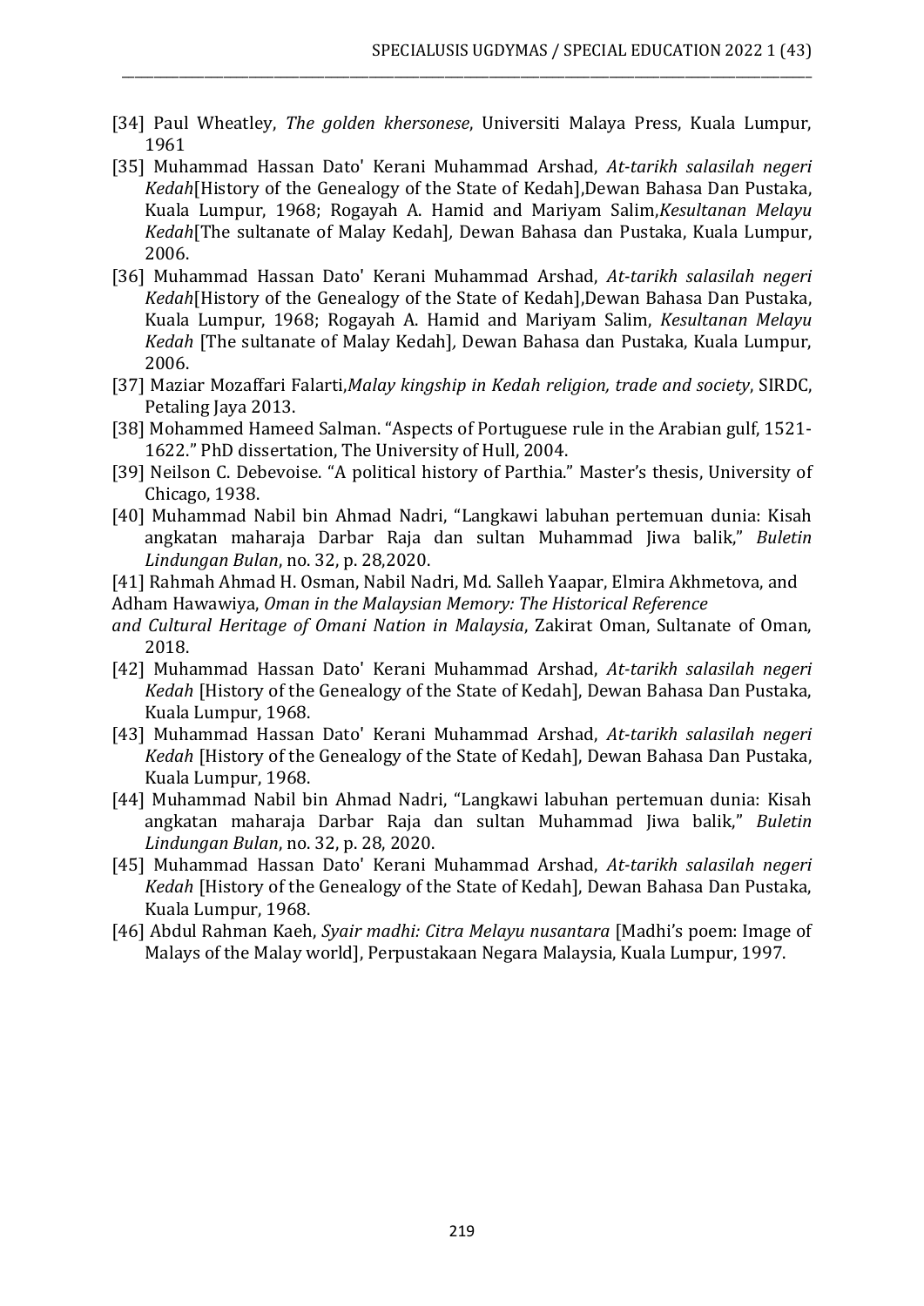[34] Paul Wheatley, *The golden khersonese*, Universiti Malaya Press, Kuala Lumpur, 1961

[35] Muhammad Hassan Dato' Kerani Muhammad Arshad, *At-tarikh salasilah negeri Kedah*[History of the Genealogy of the State of Kedah],Dewan Bahasa Dan Pustaka, Kuala Lumpur, 1968; Rogayah A. Hamid and Mariyam Salim,*Kesultanan Melayu Kedah*[The sultanate of Malay Kedah], Dewan Bahasa dan Pustaka, Kuala Lumpur, 2006.

[36] Muhammad Hassan Dato' Kerani Muhammad Arshad, *At-tarikh salasilah negeri Kedah*[History of the Genealogy of the State of Kedah],Dewan Bahasa Dan Pustaka, Kuala Lumpur, 1968; Rogayah A. Hamid and Mariyam Salim, *Kesultanan Melayu Kedah* [The sultanate of Malay Kedah], Dewan Bahasa dan Pustaka, Kuala Lumpur, 2006.

[37] Maziar Mozaffari Falarti,*Malay kingship in Kedah religion, trade and society*, SIRDC, Petaling Jaya 2013.

[38] Mohammed Hameed Salman. "Aspects of Portuguese rule in the Arabian gulf, 1521-1622." PhD dissertation, The University of Hull, 2004.

[39] Neilson C. Debevoise. "A political history of Parthia." Master's thesis, University of Chicago, 1938.

[40] Muhammad Nabil bin Ahmad Nadri, "Langkawi labuhan pertemuan dunia: Kisah angkatan maharaja Darbar Raja dan sultan Muhammad Jiwa balik," *Buletin Lindungan Bulan*, no. 32, p. 28,2020.

[41] Rahmah Ahmad H. Osman, Nabil Nadri, Md. Salleh Yaapar, Elmira Akhmetova, and Adham Hawawiya, *Oman in the Malaysian Memory: The Historical Reference and Cultural Heritage of Omani Nation in Malaysia*, Zakirat Oman, Sultanate of Oman, 2018.

[42] Muhammad Hassan Dato' Kerani Muhammad Arshad, *At-tarikh salasilah negeri Kedah* [History of the Genealogy of the State of Kedah], Dewan Bahasa Dan Pustaka, Kuala Lumpur, 1968.

[43] Muhammad Hassan Dato' Kerani Muhammad Arshad, *At-tarikh salasilah negeri Kedah* [History of the Genealogy of the State of Kedah], Dewan Bahasa Dan Pustaka, Kuala Lumpur, 1968.

[44] Muhammad Nabil bin Ahmad Nadri, "Langkawi labuhan pertemuan dunia: Kisah angkatan maharaja Darbar Raja dan sultan Muhammad Jiwa balik," *Buletin Lindungan Bulan*, no. 32, p. 28, 2020.

[45] Muhammad Hassan Dato' Kerani Muhammad Arshad, *At-tarikh salasilah negeri Kedah* [History of the Genealogy of the State of Kedah], Dewan Bahasa Dan Pustaka, Kuala Lumpur, 1968.

[46] Abdul Rahman Kaeh, *Syair madhi: Citra Melayu nusantara* [Madhi's poem: Image of Malays of the Malay world], Perpustakaan Negara Malaysia, Kuala Lumpur, 1997.